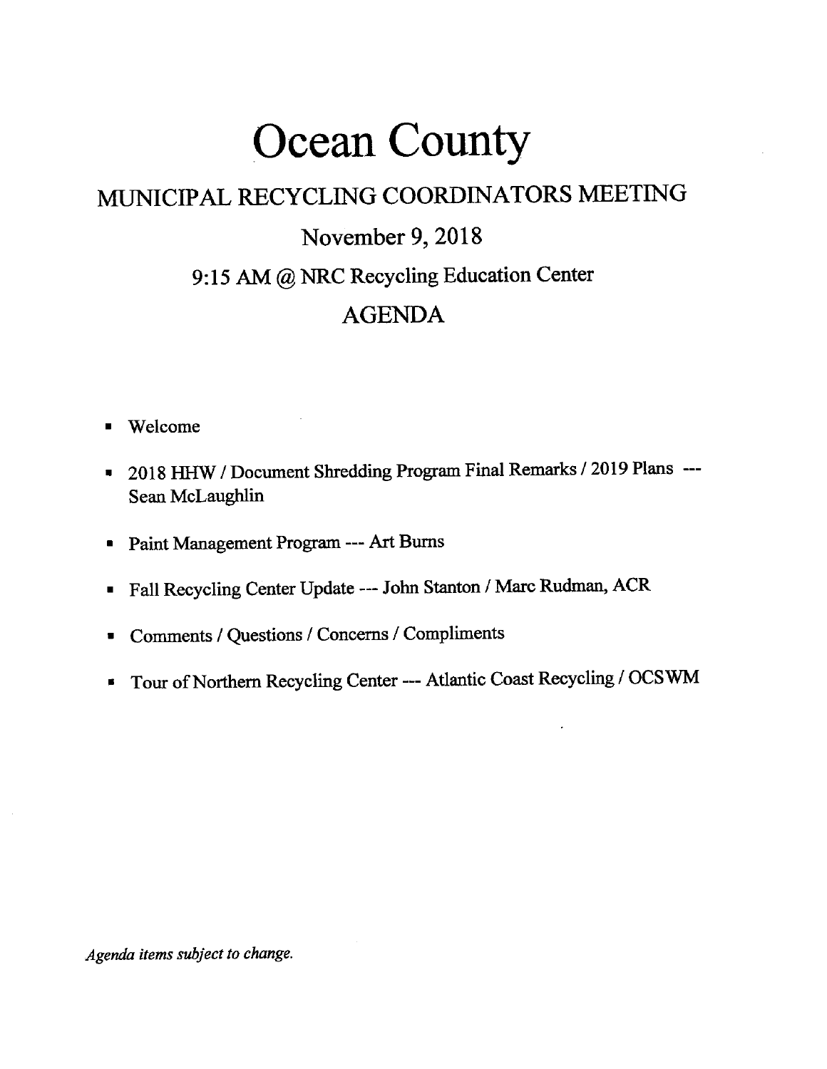# Ocean County

## MUNICIPAL RECYCLING COORDINATORS MEETING

## November 9, 2018

## 9:15 AM @ NRC Recycling Education Center

## AGENDA

- Welcome
- 2018 HHW / Document Shredding Program Final Remarks / 2019 Plans --- Sean McLaughlin
- Paint Management Program --- Art Burns
- Fall Recycling Center Update --- John Stanton / Marc Rudman, ACR
- Comments / Questions / Concerns / Compliments
- Tour of Northern Recycling Center --- Atlantic Coast Recycling / OCSWM

*Agenda items subject to change.*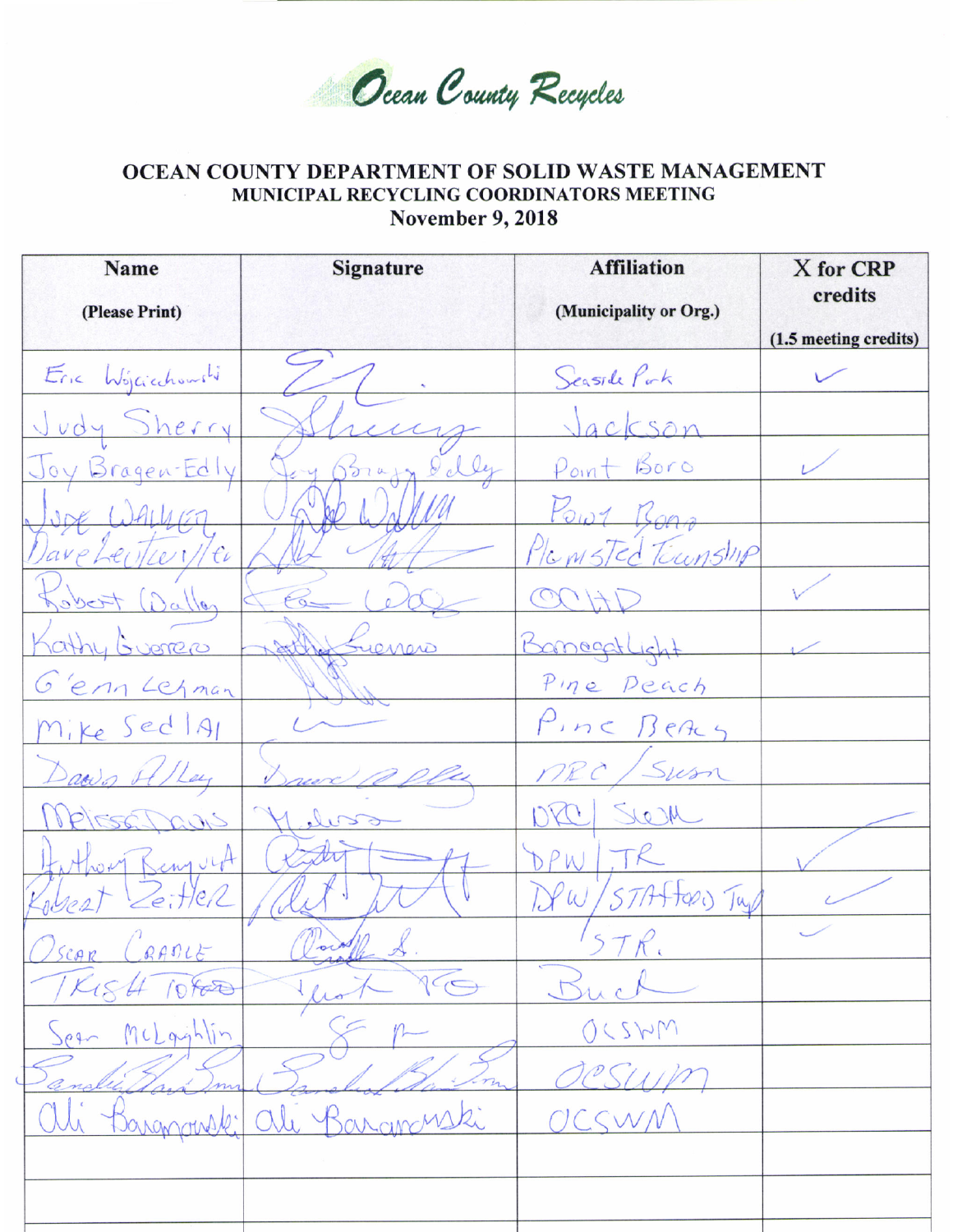Ocean County Recycles

# OCEAN COUNTY DEPARTMENT OF SOLID WASTE MANAGEMENT

## MUNICIPAL RECYCLING COORDINATORS MEETING

**November 9, 2018**

| Name (Please Print) | Signature | Affiliation (Municipality or Org.) | X for CRP credits (1.5 meeting credits) |
|---|---|---|---|
| Eric Wojciechowski | | Seaside Park | ✓ |
| Judy Sherry | | Jackson | |
| Joy Bragen-Edly | | Point Boro | ✓ |
| Joe Walker | | Point Boro | |
| Dave Leutwyler | | Plumsted Township | |
| Robert Walley | | OCHD | ✓ |
| Kathy Guerrero | | Barnegat Light | ✓ |
| Glenn Lehman | | Pine Beach | |
| Mike Sedlak | | Pine Beach | |
| Dawn Alley | | MRC / SWM | |
| Melissa Davis | | DRC / SWM | |
| Anthony Benjamin | | DPW / TR | ✓ |
| Robert Zeitler | | DPW / Stafford Twp | ✓ |
| Oscar Cradle | | STR. | ✓ |
| Trish Totaro | | Buck | |
| Sean McLaughlin | | OCSWM | |
| Sandra Blackmon | | OCSWM | |
| Ali Baranowski | | OCSWM | |
| | | | |
| | | | |